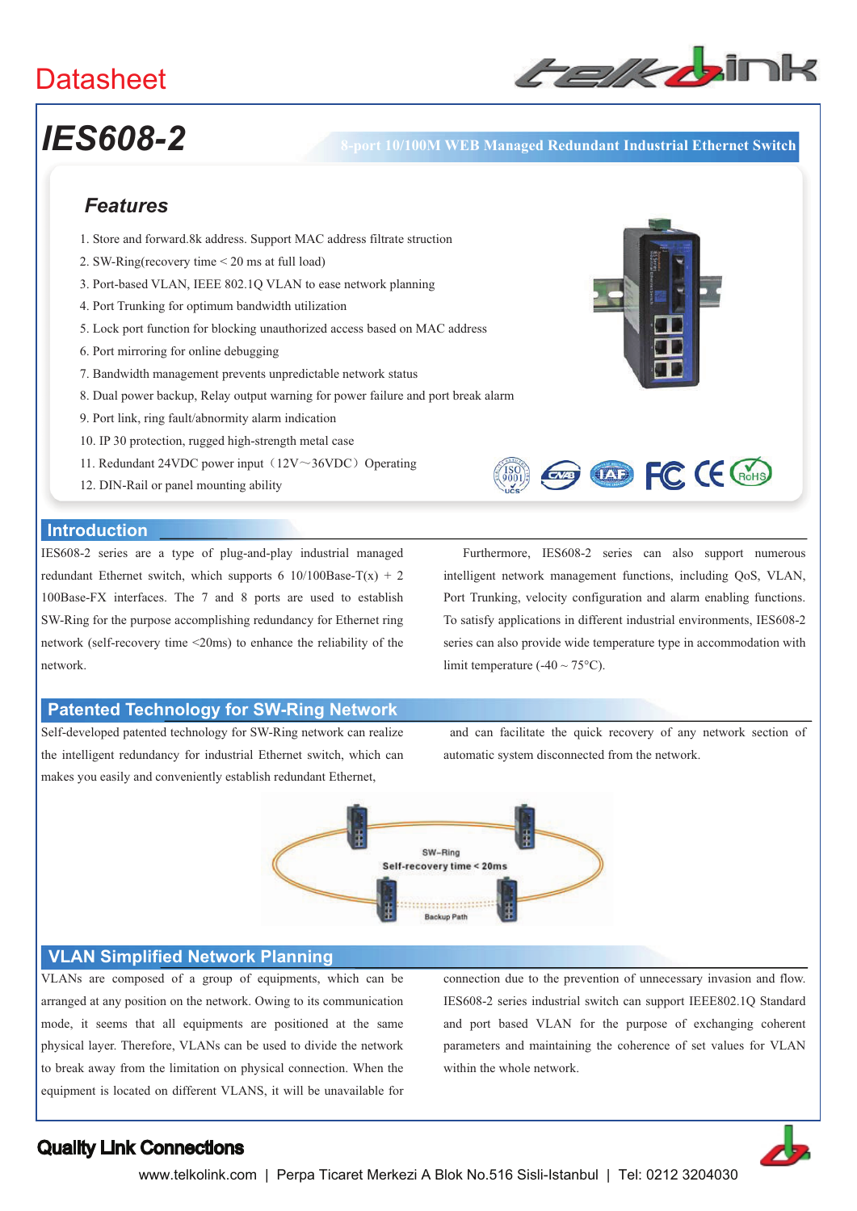Datasheet

# IES608-2

8-port 10/100M WEB Managed Redundant Industrial Ethernet Switch

## Features

1. Store and forward.8k address. Support MAC address filtrate struction
2. SW-Ring(recovery time < 20 ms at full load)
3. Port-based VLAN, IEEE 802.1Q VLAN to ease network planning
4. Port Trunking for optimum bandwidth utilization
5. Lock port function for blocking unauthorized access based on MAC address
6. Port mirroring for online debugging
7. Bandwidth management prevents unpredictable network status
8. Dual power backup, Relay output warning for power failure and port break alarm
9. Port link, ring fault/abnormity alarm indication
10. IP 30 protection, rugged high-strength metal case
11. Redundant 24VDC power input（12V～36VDC）Operating
12. DIN-Rail or panel mounting ability

## Introduction

IES608-2 series are a type of plug-and-play industrial managed redundant Ethernet switch, which supports 6 10/100Base-T(x) + 2 100Base-FX interfaces. The 7 and 8 ports are used to establish SW-Ring for the purpose accomplishing redundancy for Ethernet ring network (self-recovery time <20ms) to enhance the reliability of the network.

Furthermore, IES608-2 series can also support numerous intelligent network management functions, including QoS, VLAN, Port Trunking, velocity configuration and alarm enabling functions. To satisfy applications in different industrial environments, IES608-2 series can also provide wide temperature type in accommodation with limit temperature (-40 ~ 75°C).

## Patented Technology for SW-Ring Network

Self-developed patented technology for SW-Ring network can realize the intelligent redundancy for industrial Ethernet switch, which can makes you easily and conveniently establish redundant Ethernet, and can facilitate the quick recovery of any network section of automatic system disconnected from the network.

SW-Ring
Self-recovery time < 20ms
Backup Path

## VLAN Simplified Network Planning

VLANs are composed of a group of equipments, which can be arranged at any position on the network. Owing to its communication mode, it seems that all equipments are positioned at the same physical layer. Therefore, VLANs can be used to divide the network to break away from the limitation on physical connection. When the equipment is located on different VLANS, it will be unavailable for connection due to the prevention of unnecessary invasion and flow. IES608-2 series industrial switch can support IEEE802.1Q Standard and port based VLAN for the purpose of exchanging coherent parameters and maintaining the coherence of set values for VLAN within the whole network.

Quality Link Connections

www.telkolink.com | Perpa Ticaret Merkezi A Blok No.516 Sisli-Istanbul | Tel: 0212 3204030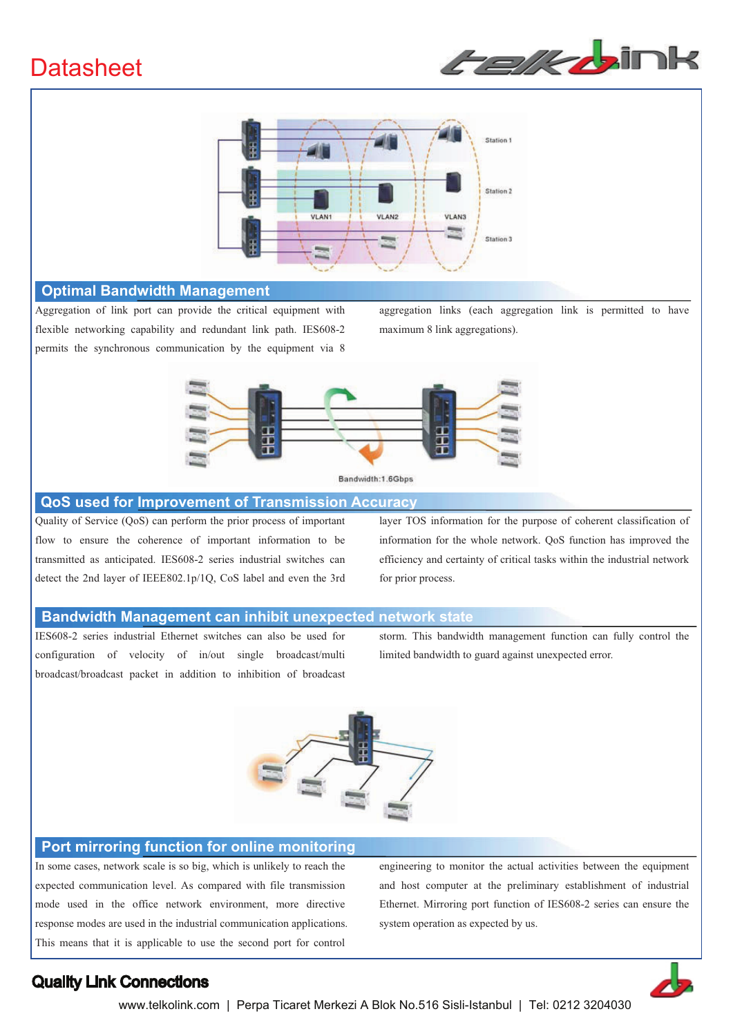## Optimal Bandwidth Management

Aggregation of link port can provide the critical equipment with flexible networking capability and redundant link path. IES608-2 permits the synchronous communication by the equipment via 8 aggregation links (each aggregation link is permitted to have maximum 8 link aggregations).

## QoS used for Improvement of Transmission Accuracy

Quality of Service (QoS) can perform the prior process of important flow to ensure the coherence of important information to be transmitted as anticipated. IES608-2 series industrial switches can detect the 2nd layer of IEEE802.1p/1Q, CoS label and even the 3rd layer TOS information for the purpose of coherent classification of information for the whole network. QoS function has improved the efficiency and certainty of critical tasks within the industrial network for prior process.

## Bandwidth Management can inhibit unexpected network state

IES608-2 series industrial Ethernet switches can also be used for configuration of velocity of in/out single broadcast/multi broadcast/broadcast packet in addition to inhibition of broadcast storm. This bandwidth management function can fully control the limited bandwidth to guard against unexpected error.

## Port mirroring function for online monitoring

In some cases, network scale is so big, which is unlikely to reach the expected communication level. As compared with file transmission mode used in the office network environment, more directive response modes are used in the industrial communication applications. This means that it is applicable to use the second port for control engineering to monitor the actual activities between the equipment and host computer at the preliminary establishment of industrial Ethernet. Mirroring port function of IES608-2 series can ensure the system operation as expected by us.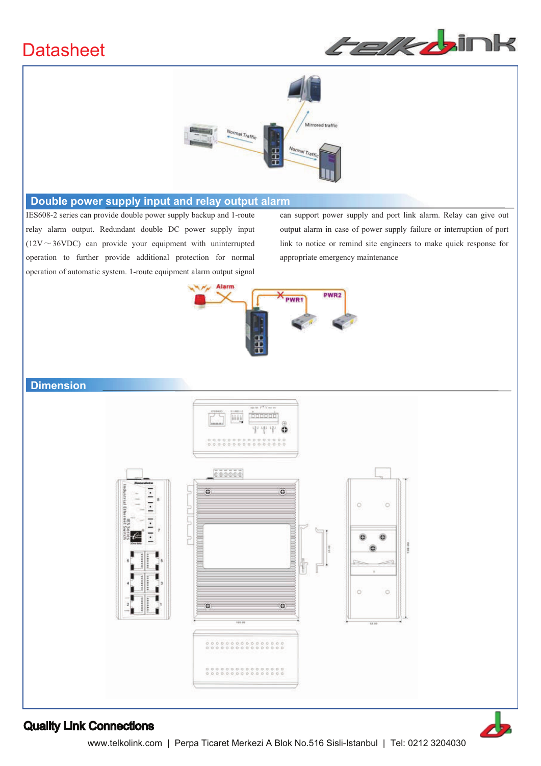## Double power supply input and relay output alarm

IES608-2 series can provide double power supply backup and 1-route relay alarm output. Redundant double DC power supply input (12V～36VDC) can provide your equipment with uninterrupted operation to further provide additional protection for normal operation of automatic system. 1-route equipment alarm output signal can support power supply and port link alarm. Relay can give out output alarm in case of power supply failure or interruption of port link to notice or remind site engineers to make quick response for appropriate emergency maintenance

## Dimension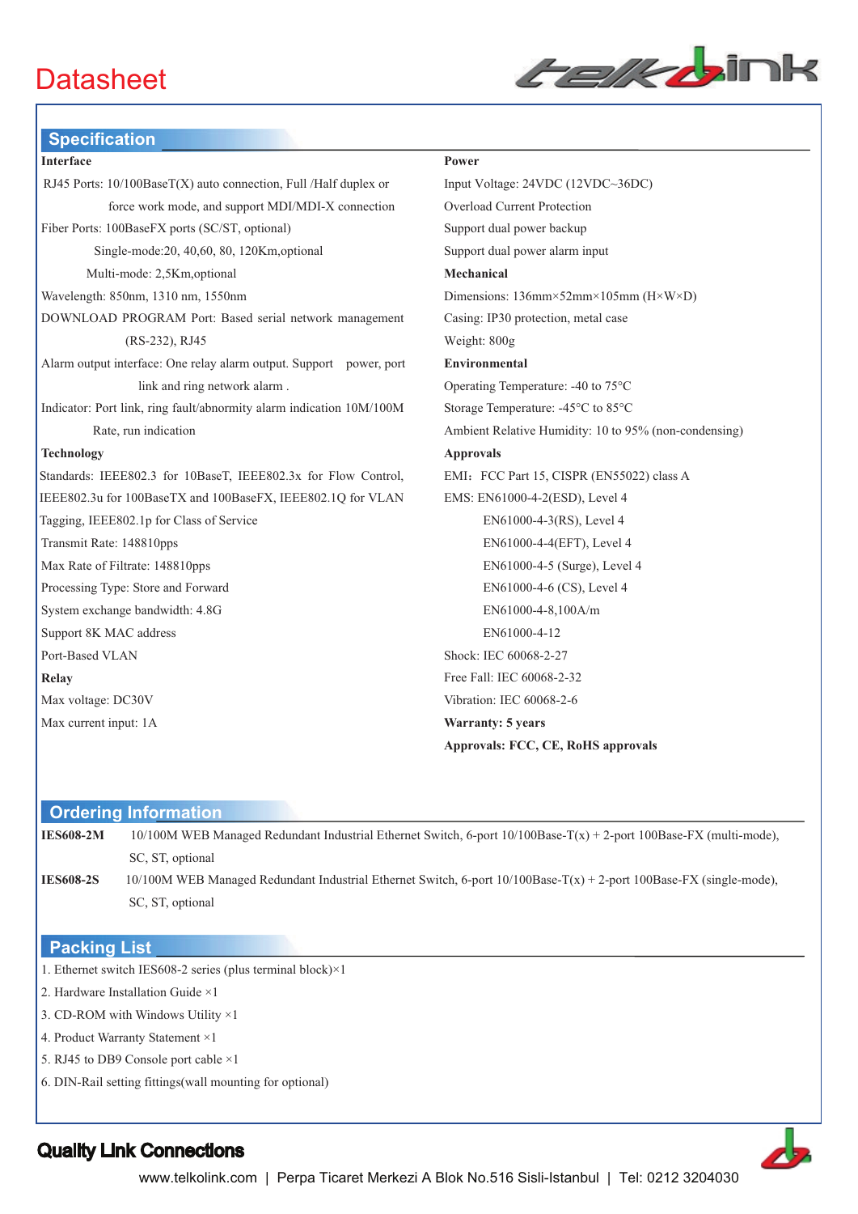# Datasheet

## Specification

**Interface**

RJ45 Ports: 10/100BaseT(X) auto connection, Full /Half duplex or force work mode, and support MDI/MDI-X connection

Fiber Ports: 100BaseFX ports (SC/ST, optional)

Single-mode:20, 40,60, 80, 120Km,optional

Multi-mode: 2,5Km,optional

Wavelength: 850nm, 1310 nm, 1550nm

DOWNLOAD PROGRAM Port: Based serial network management (RS-232), RJ45

Alarm output interface: One relay alarm output. Support power, port link and ring network alarm .

Indicator: Port link, ring fault/abnormity alarm indication 10M/100M Rate, run indication

**Technology**

Standards: IEEE802.3 for 10BaseT, IEEE802.3x for Flow Control, IEEE802.3u for 100BaseTX and 100BaseFX, IEEE802.1Q for VLAN Tagging, IEEE802.1p for Class of Service

Transmit Rate: 148810pps

Max Rate of Filtrate: 148810pps

Processing Type: Store and Forward

System exchange bandwidth: 4.8G

Support 8K MAC address

Port-Based VLAN

**Relay**

Max voltage: DC30V

Max current input: 1A

**Power**

Input Voltage: 24VDC (12VDC~36DC)

Overload Current Protection

Support dual power backup

Support dual power alarm input

**Mechanical**

Dimensions: 136mm×52mm×105mm (H×W×D)

Casing: IP30 protection, metal case

Weight: 800g

**Environmental**

Operating Temperature: -40 to 75°C

Storage Temperature: -45°C to 85°C

Ambient Relative Humidity: 10 to 95% (non-condensing)

**Approvals**

EMI：FCC Part 15, CISPR (EN55022) class A

EMS: EN61000-4-2(ESD), Level 4

EN61000-4-3(RS), Level 4

EN61000-4-4(EFT), Level 4

EN61000-4-5 (Surge), Level 4

EN61000-4-6 (CS), Level 4

EN61000-4-8,100A/m

EN61000-4-12

Shock: IEC 60068-2-27

Free Fall: IEC 60068-2-32

Vibration: IEC 60068-2-6

**Warranty: 5 years**

**Approvals: FCC, CE, RoHS approvals**

## Ordering Information

**IES608-2M** 10/100M WEB Managed Redundant Industrial Ethernet Switch, 6-port 10/100Base-T(x) + 2-port 100Base-FX (multi-mode), SC, ST, optional

**IES608-2S** 10/100M WEB Managed Redundant Industrial Ethernet Switch, 6-port 10/100Base-T(x) + 2-port 100Base-FX (single-mode), SC, ST, optional

## Packing List

1. Ethernet switch IES608-2 series (plus terminal block)×1
2. Hardware Installation Guide ×1
3. CD-ROM with Windows Utility ×1
4. Product Warranty Statement ×1
5. RJ45 to DB9 Console port cable ×1
6. DIN-Rail setting fittings(wall mounting for optional)

**Quality Link Connections**

www.telkolink.com | Perpa Ticaret Merkezi A Blok No.516 Sisli-Istanbul | Tel: 0212 3204030